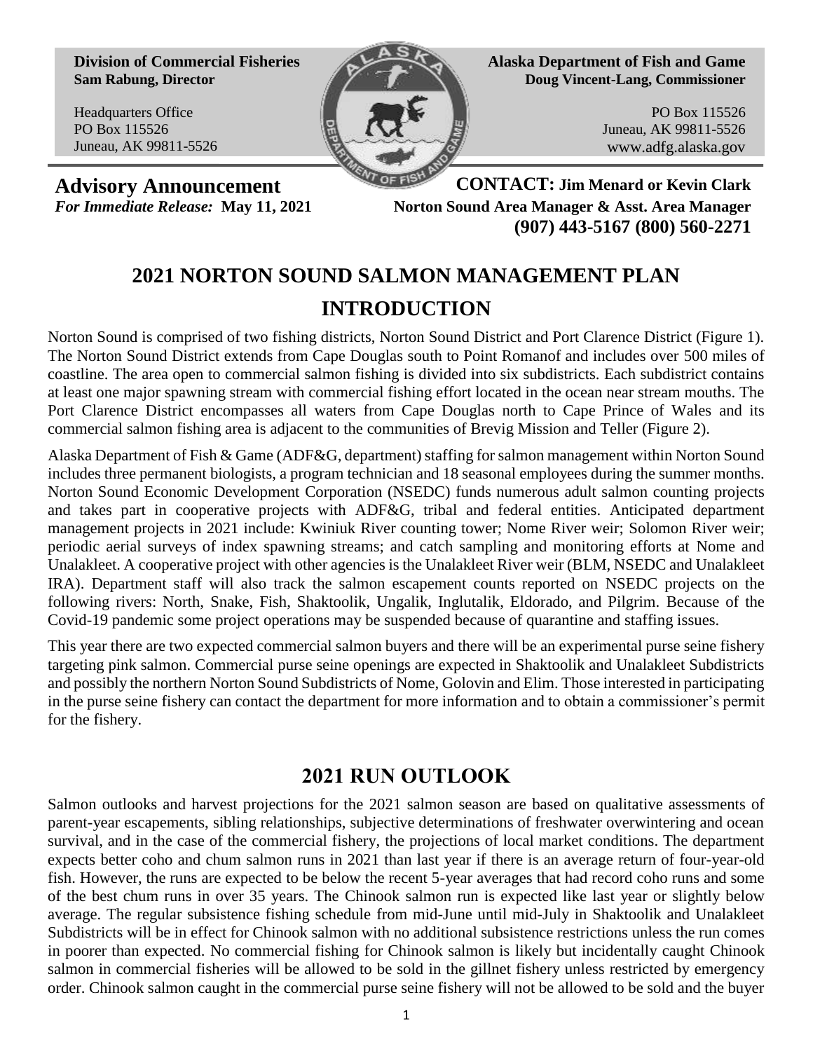**Division of Commercial Fisheries**
**Sam Rabung, Director**

Headquarters Office
PO Box 115526
Juneau, AK 99811-5526

**Alaska Department of Fish and Game**
**Doug Vincent-Lang, Commissioner**

PO Box 115526
Juneau, AK 99811-5526
www.adfg.alaska.gov

**Advisory Announcement**
*For Immediate Release:* **May 11, 2021**

**CONTACT: Jim Menard or Kevin Clark**
**Norton Sound Area Manager & Asst. Area Manager**
**(907) 443-5167 (800) 560-2271**

# 2021 NORTON SOUND SALMON MANAGEMENT PLAN

## INTRODUCTION

Norton Sound is comprised of two fishing districts, Norton Sound District and Port Clarence District (Figure 1). The Norton Sound District extends from Cape Douglas south to Point Romanof and includes over 500 miles of coastline. The area open to commercial salmon fishing is divided into six subdistricts. Each subdistrict contains at least one major spawning stream with commercial fishing effort located in the ocean near stream mouths. The Port Clarence District encompasses all waters from Cape Douglas north to Cape Prince of Wales and its commercial salmon fishing area is adjacent to the communities of Brevig Mission and Teller (Figure 2).

Alaska Department of Fish & Game (ADF&G, department) staffing for salmon management within Norton Sound includes three permanent biologists, a program technician and 18 seasonal employees during the summer months. Norton Sound Economic Development Corporation (NSEDC) funds numerous adult salmon counting projects and takes part in cooperative projects with ADF&G, tribal and federal entities. Anticipated department management projects in 2021 include: Kwiniuk River counting tower; Nome River weir; Solomon River weir; periodic aerial surveys of index spawning streams; and catch sampling and monitoring efforts at Nome and Unalakleet. A cooperative project with other agencies is the Unalakleet River weir (BLM, NSEDC and Unalakleet IRA). Department staff will also track the salmon escapement counts reported on NSEDC projects on the following rivers: North, Snake, Fish, Shaktoolik, Ungalik, Inglutalik, Eldorado, and Pilgrim. Because of the Covid-19 pandemic some project operations may be suspended because of quarantine and staffing issues.

This year there are two expected commercial salmon buyers and there will be an experimental purse seine fishery targeting pink salmon. Commercial purse seine openings are expected in Shaktoolik and Unalakleet Subdistricts and possibly the northern Norton Sound Subdistricts of Nome, Golovin and Elim. Those interested in participating in the purse seine fishery can contact the department for more information and to obtain a commissioner's permit for the fishery.

## 2021 RUN OUTLOOK

Salmon outlooks and harvest projections for the 2021 salmon season are based on qualitative assessments of parent-year escapements, sibling relationships, subjective determinations of freshwater overwintering and ocean survival, and in the case of the commercial fishery, the projections of local market conditions. The department expects better coho and chum salmon runs in 2021 than last year if there is an average return of four-year-old fish. However, the runs are expected to be below the recent 5-year averages that had record coho runs and some of the best chum runs in over 35 years. The Chinook salmon run is expected like last year or slightly below average. The regular subsistence fishing schedule from mid-June until mid-July in Shaktoolik and Unalakleet Subdistricts will be in effect for Chinook salmon with no additional subsistence restrictions unless the run comes in poorer than expected. No commercial fishing for Chinook salmon is likely but incidentally caught Chinook salmon in commercial fisheries will be allowed to be sold in the gillnet fishery unless restricted by emergency order. Chinook salmon caught in the commercial purse seine fishery will not be allowed to be sold and the buyer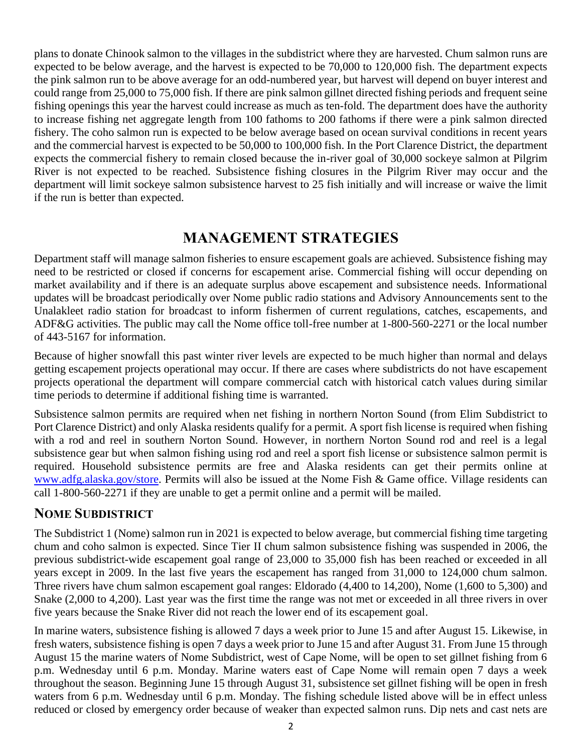plans to donate Chinook salmon to the villages in the subdistrict where they are harvested. Chum salmon runs are expected to be below average, and the harvest is expected to be 70,000 to 120,000 fish. The department expects the pink salmon run to be above average for an odd-numbered year, but harvest will depend on buyer interest and could range from 25,000 to 75,000 fish. If there are pink salmon gillnet directed fishing periods and frequent seine fishing openings this year the harvest could increase as much as ten-fold. The department does have the authority to increase fishing net aggregate length from 100 fathoms to 200 fathoms if there were a pink salmon directed fishery. The coho salmon run is expected to be below average based on ocean survival conditions in recent years and the commercial harvest is expected to be 50,000 to 100,000 fish. In the Port Clarence District, the department expects the commercial fishery to remain closed because the in-river goal of 30,000 sockeye salmon at Pilgrim River is not expected to be reached. Subsistence fishing closures in the Pilgrim River may occur and the department will limit sockeye salmon subsistence harvest to 25 fish initially and will increase or waive the limit if the run is better than expected.

# MANAGEMENT STRATEGIES

Department staff will manage salmon fisheries to ensure escapement goals are achieved. Subsistence fishing may need to be restricted or closed if concerns for escapement arise. Commercial fishing will occur depending on market availability and if there is an adequate surplus above escapement and subsistence needs. Informational updates will be broadcast periodically over Nome public radio stations and Advisory Announcements sent to the Unalakleet radio station for broadcast to inform fishermen of current regulations, catches, escapements, and ADF&G activities. The public may call the Nome office toll-free number at 1-800-560-2271 or the local number of 443-5167 for information.

Because of higher snowfall this past winter river levels are expected to be much higher than normal and delays getting escapement projects operational may occur. If there are cases where subdistricts do not have escapement projects operational the department will compare commercial catch with historical catch values during similar time periods to determine if additional fishing time is warranted.

Subsistence salmon permits are required when net fishing in northern Norton Sound (from Elim Subdistrict to Port Clarence District) and only Alaska residents qualify for a permit. A sport fish license is required when fishing with a rod and reel in southern Norton Sound. However, in northern Norton Sound rod and reel is a legal subsistence gear but when salmon fishing using rod and reel a sport fish license or subsistence salmon permit is required. Household subsistence permits are free and Alaska residents can get their permits online at [www.adfg.alaska.gov/store](www.adfg.alaska.gov/store). Permits will also be issued at the Nome Fish & Game office. Village residents can call 1-800-560-2271 if they are unable to get a permit online and a permit will be mailed.

## NOME SUBDISTRICT

The Subdistrict 1 (Nome) salmon run in 2021 is expected to below average, but commercial fishing time targeting chum and coho salmon is expected. Since Tier II chum salmon subsistence fishing was suspended in 2006, the previous subdistrict-wide escapement goal range of 23,000 to 35,000 fish has been reached or exceeded in all years except in 2009. In the last five years the escapement has ranged from 31,000 to 124,000 chum salmon. Three rivers have chum salmon escapement goal ranges: Eldorado (4,400 to 14,200), Nome (1,600 to 5,300) and Snake (2,000 to 4,200). Last year was the first time the range was not met or exceeded in all three rivers in over five years because the Snake River did not reach the lower end of its escapement goal.

In marine waters, subsistence fishing is allowed 7 days a week prior to June 15 and after August 15. Likewise, in fresh waters, subsistence fishing is open 7 days a week prior to June 15 and after August 31. From June 15 through August 15 the marine waters of Nome Subdistrict, west of Cape Nome, will be open to set gillnet fishing from 6 p.m. Wednesday until 6 p.m. Monday. Marine waters east of Cape Nome will remain open 7 days a week throughout the season. Beginning June 15 through August 31, subsistence set gillnet fishing will be open in fresh waters from 6 p.m. Wednesday until 6 p.m. Monday. The fishing schedule listed above will be in effect unless reduced or closed by emergency order because of weaker than expected salmon runs. Dip nets and cast nets are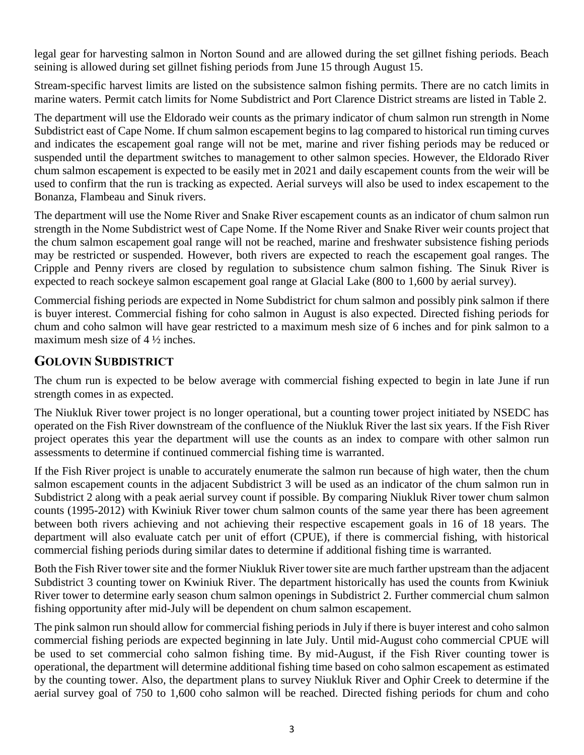legal gear for harvesting salmon in Norton Sound and are allowed during the set gillnet fishing periods. Beach seining is allowed during set gillnet fishing periods from June 15 through August 15.

Stream-specific harvest limits are listed on the subsistence salmon fishing permits. There are no catch limits in marine waters. Permit catch limits for Nome Subdistrict and Port Clarence District streams are listed in Table 2.

The department will use the Eldorado weir counts as the primary indicator of chum salmon run strength in Nome Subdistrict east of Cape Nome. If chum salmon escapement begins to lag compared to historical run timing curves and indicates the escapement goal range will not be met, marine and river fishing periods may be reduced or suspended until the department switches to management to other salmon species. However, the Eldorado River chum salmon escapement is expected to be easily met in 2021 and daily escapement counts from the weir will be used to confirm that the run is tracking as expected. Aerial surveys will also be used to index escapement to the Bonanza, Flambeau and Sinuk rivers.

The department will use the Nome River and Snake River escapement counts as an indicator of chum salmon run strength in the Nome Subdistrict west of Cape Nome. If the Nome River and Snake River weir counts project that the chum salmon escapement goal range will not be reached, marine and freshwater subsistence fishing periods may be restricted or suspended. However, both rivers are expected to reach the escapement goal ranges. The Cripple and Penny rivers are closed by regulation to subsistence chum salmon fishing. The Sinuk River is expected to reach sockeye salmon escapement goal range at Glacial Lake (800 to 1,600 by aerial survey).

Commercial fishing periods are expected in Nome Subdistrict for chum salmon and possibly pink salmon if there is buyer interest. Commercial fishing for coho salmon in August is also expected. Directed fishing periods for chum and coho salmon will have gear restricted to a maximum mesh size of 6 inches and for pink salmon to a maximum mesh size of 4 ½ inches.

## GOLOVIN SUBDISTRICT

The chum run is expected to be below average with commercial fishing expected to begin in late June if run strength comes in as expected.

The Niukluk River tower project is no longer operational, but a counting tower project initiated by NSEDC has operated on the Fish River downstream of the confluence of the Niukluk River the last six years. If the Fish River project operates this year the department will use the counts as an index to compare with other salmon run assessments to determine if continued commercial fishing time is warranted.

If the Fish River project is unable to accurately enumerate the salmon run because of high water, then the chum salmon escapement counts in the adjacent Subdistrict 3 will be used as an indicator of the chum salmon run in Subdistrict 2 along with a peak aerial survey count if possible. By comparing Niukluk River tower chum salmon counts (1995-2012) with Kwiniuk River tower chum salmon counts of the same year there has been agreement between both rivers achieving and not achieving their respective escapement goals in 16 of 18 years. The department will also evaluate catch per unit of effort (CPUE), if there is commercial fishing, with historical commercial fishing periods during similar dates to determine if additional fishing time is warranted.

Both the Fish River tower site and the former Niukluk River tower site are much farther upstream than the adjacent Subdistrict 3 counting tower on Kwiniuk River. The department historically has used the counts from Kwiniuk River tower to determine early season chum salmon openings in Subdistrict 2. Further commercial chum salmon fishing opportunity after mid-July will be dependent on chum salmon escapement.

The pink salmon run should allow for commercial fishing periods in July if there is buyer interest and coho salmon commercial fishing periods are expected beginning in late July. Until mid-August coho commercial CPUE will be used to set commercial coho salmon fishing time. By mid-August, if the Fish River counting tower is operational, the department will determine additional fishing time based on coho salmon escapement as estimated by the counting tower. Also, the department plans to survey Niukluk River and Ophir Creek to determine if the aerial survey goal of 750 to 1,600 coho salmon will be reached. Directed fishing periods for chum and coho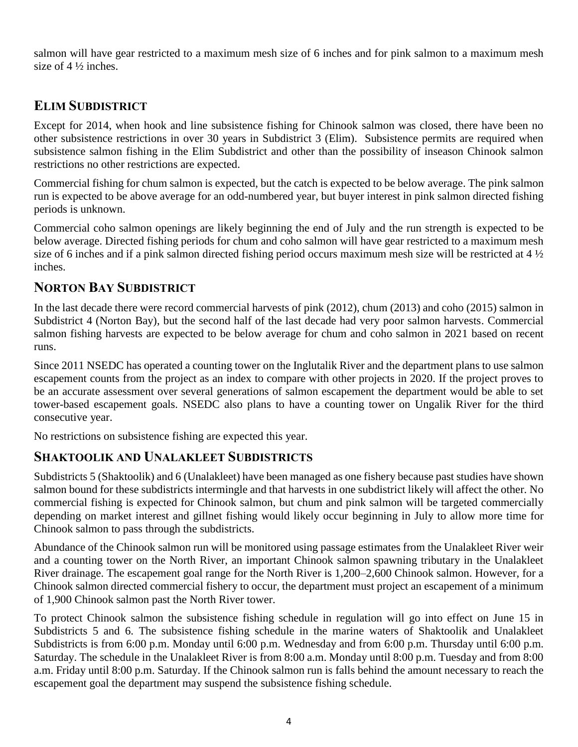salmon will have gear restricted to a maximum mesh size of 6 inches and for pink salmon to a maximum mesh size of 4 ½ inches.

## ELIM SUBDISTRICT

Except for 2014, when hook and line subsistence fishing for Chinook salmon was closed, there have been no other subsistence restrictions in over 30 years in Subdistrict 3 (Elim). Subsistence permits are required when subsistence salmon fishing in the Elim Subdistrict and other than the possibility of inseason Chinook salmon restrictions no other restrictions are expected.

Commercial fishing for chum salmon is expected, but the catch is expected to be below average. The pink salmon run is expected to be above average for an odd-numbered year, but buyer interest in pink salmon directed fishing periods is unknown.

Commercial coho salmon openings are likely beginning the end of July and the run strength is expected to be below average. Directed fishing periods for chum and coho salmon will have gear restricted to a maximum mesh size of 6 inches and if a pink salmon directed fishing period occurs maximum mesh size will be restricted at 4 ½ inches.

## NORTON BAY SUBDISTRICT

In the last decade there were record commercial harvests of pink (2012), chum (2013) and coho (2015) salmon in Subdistrict 4 (Norton Bay), but the second half of the last decade had very poor salmon harvests. Commercial salmon fishing harvests are expected to be below average for chum and coho salmon in 2021 based on recent runs.

Since 2011 NSEDC has operated a counting tower on the Inglutalik River and the department plans to use salmon escapement counts from the project as an index to compare with other projects in 2020. If the project proves to be an accurate assessment over several generations of salmon escapement the department would be able to set tower-based escapement goals. NSEDC also plans to have a counting tower on Ungalik River for the third consecutive year.

No restrictions on subsistence fishing are expected this year.

## SHAKTOOLIK AND UNALAKLEET SUBDISTRICTS

Subdistricts 5 (Shaktoolik) and 6 (Unalakleet) have been managed as one fishery because past studies have shown salmon bound for these subdistricts intermingle and that harvests in one subdistrict likely will affect the other. No commercial fishing is expected for Chinook salmon, but chum and pink salmon will be targeted commercially depending on market interest and gillnet fishing would likely occur beginning in July to allow more time for Chinook salmon to pass through the subdistricts.

Abundance of the Chinook salmon run will be monitored using passage estimates from the Unalakleet River weir and a counting tower on the North River, an important Chinook salmon spawning tributary in the Unalakleet River drainage. The escapement goal range for the North River is 1,200–2,600 Chinook salmon. However, for a Chinook salmon directed commercial fishery to occur, the department must project an escapement of a minimum of 1,900 Chinook salmon past the North River tower.

To protect Chinook salmon the subsistence fishing schedule in regulation will go into effect on June 15 in Subdistricts 5 and 6. The subsistence fishing schedule in the marine waters of Shaktoolik and Unalakleet Subdistricts is from 6:00 p.m. Monday until 6:00 p.m. Wednesday and from 6:00 p.m. Thursday until 6:00 p.m. Saturday. The schedule in the Unalakleet River is from 8:00 a.m. Monday until 8:00 p.m. Tuesday and from 8:00 a.m. Friday until 8:00 p.m. Saturday. If the Chinook salmon run is falls behind the amount necessary to reach the escapement goal the department may suspend the subsistence fishing schedule.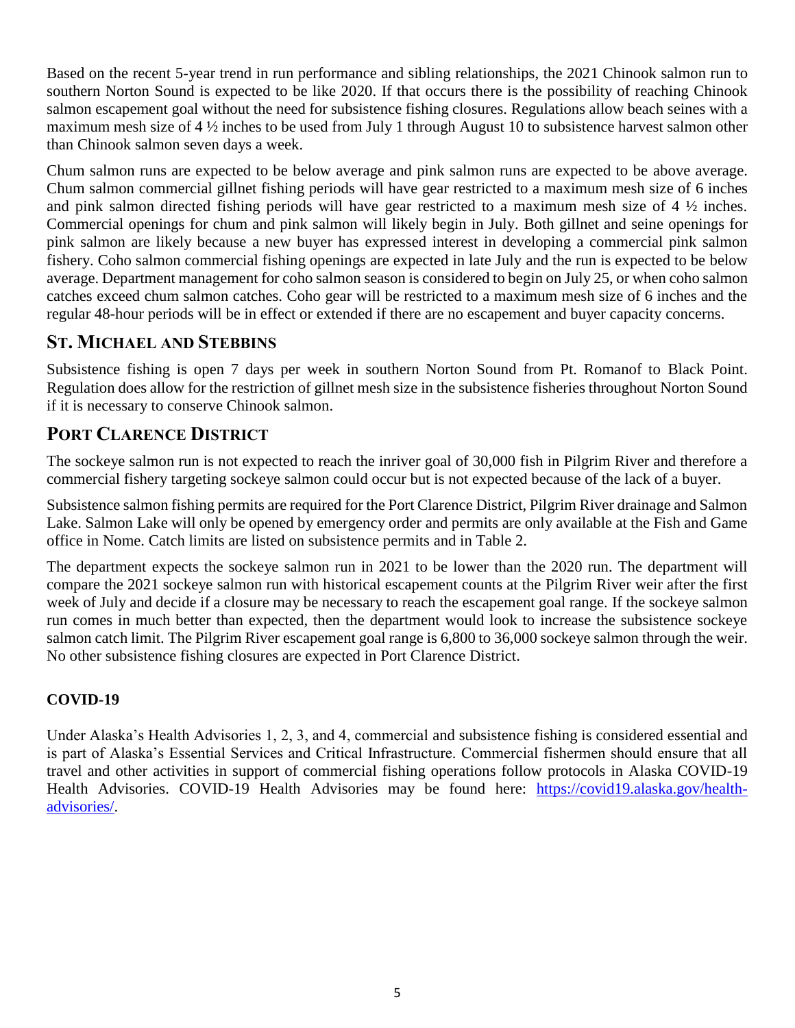Based on the recent 5-year trend in run performance and sibling relationships, the 2021 Chinook salmon run to southern Norton Sound is expected to be like 2020. If that occurs there is the possibility of reaching Chinook salmon escapement goal without the need for subsistence fishing closures. Regulations allow beach seines with a maximum mesh size of 4 ½ inches to be used from July 1 through August 10 to subsistence harvest salmon other than Chinook salmon seven days a week.

Chum salmon runs are expected to be below average and pink salmon runs are expected to be above average. Chum salmon commercial gillnet fishing periods will have gear restricted to a maximum mesh size of 6 inches and pink salmon directed fishing periods will have gear restricted to a maximum mesh size of 4 ½ inches. Commercial openings for chum and pink salmon will likely begin in July. Both gillnet and seine openings for pink salmon are likely because a new buyer has expressed interest in developing a commercial pink salmon fishery. Coho salmon commercial fishing openings are expected in late July and the run is expected to be below average. Department management for coho salmon season is considered to begin on July 25, or when coho salmon catches exceed chum salmon catches. Coho gear will be restricted to a maximum mesh size of 6 inches and the regular 48-hour periods will be in effect or extended if there are no escapement and buyer capacity concerns.

## St. Michael and Stebbins

Subsistence fishing is open 7 days per week in southern Norton Sound from Pt. Romanof to Black Point. Regulation does allow for the restriction of gillnet mesh size in the subsistence fisheries throughout Norton Sound if it is necessary to conserve Chinook salmon.

## Port Clarence District

The sockeye salmon run is not expected to reach the inriver goal of 30,000 fish in Pilgrim River and therefore a commercial fishery targeting sockeye salmon could occur but is not expected because of the lack of a buyer.

Subsistence salmon fishing permits are required for the Port Clarence District, Pilgrim River drainage and Salmon Lake. Salmon Lake will only be opened by emergency order and permits are only available at the Fish and Game office in Nome. Catch limits are listed on subsistence permits and in Table 2.

The department expects the sockeye salmon run in 2021 to be lower than the 2020 run. The department will compare the 2021 sockeye salmon run with historical escapement counts at the Pilgrim River weir after the first week of July and decide if a closure may be necessary to reach the escapement goal range. If the sockeye salmon run comes in much better than expected, then the department would look to increase the subsistence sockeye salmon catch limit. The Pilgrim River escapement goal range is 6,800 to 36,000 sockeye salmon through the weir. No other subsistence fishing closures are expected in Port Clarence District.

### COVID-19

Under Alaska's Health Advisories 1, 2, 3, and 4, commercial and subsistence fishing is considered essential and is part of Alaska's Essential Services and Critical Infrastructure. Commercial fishermen should ensure that all travel and other activities in support of commercial fishing operations follow protocols in Alaska COVID-19 Health Advisories. COVID-19 Health Advisories may be found here: [https://covid19.alaska.gov/health-advisories/](https://covid19.alaska.gov/health-advisories/).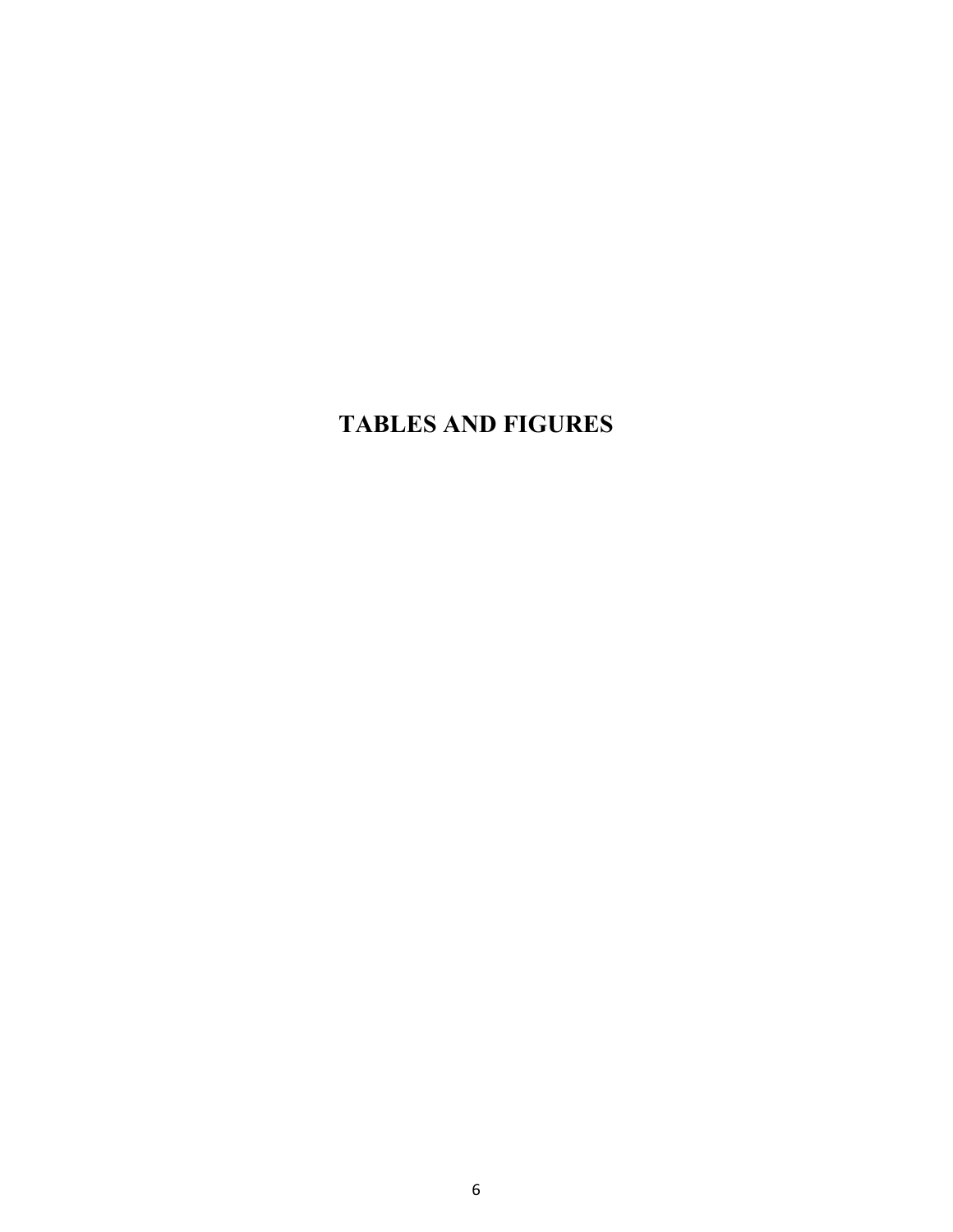# TABLES AND FIGURES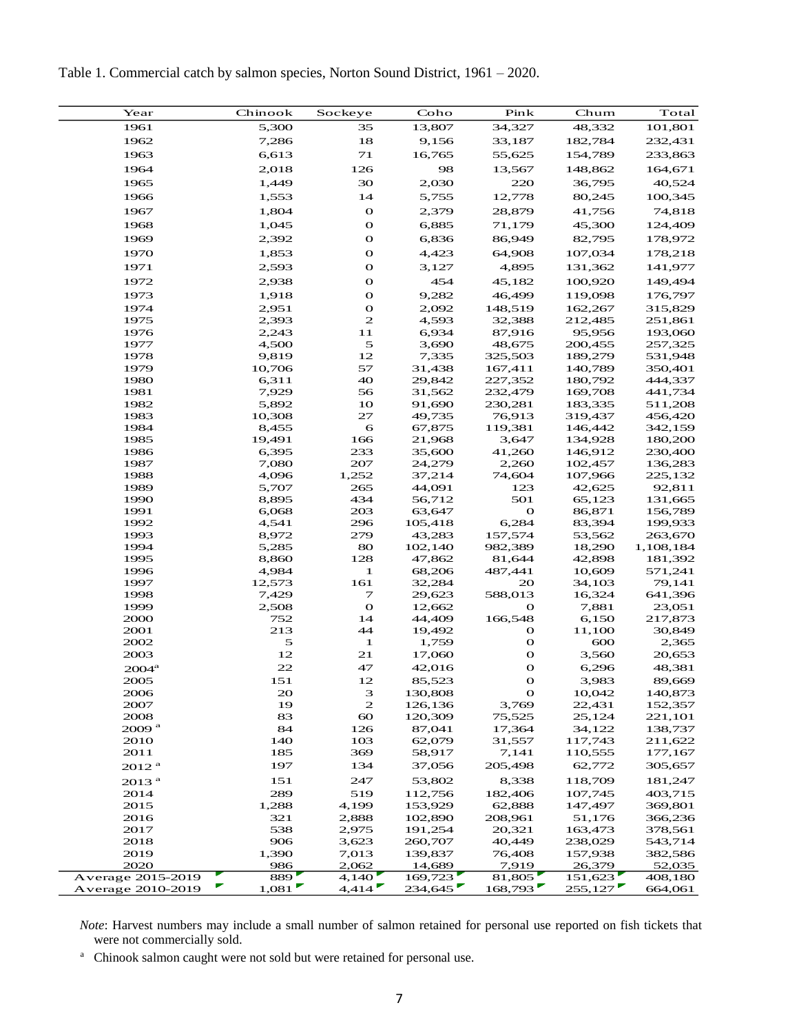Table 1. Commercial catch by salmon species, Norton Sound District, 1961 – 2020.

| Year | Chinook | Sockeye | Coho | Pink | Chum | Total |
|---|---|---|---|---|---|---|
| 1961 | 5,300 | 35 | 13,807 | 34,327 | 48,332 | 101,801 |
| 1962 | 7,286 | 18 | 9,156 | 33,187 | 182,784 | 232,431 |
| 1963 | 6,613 | 71 | 16,765 | 55,625 | 154,789 | 233,863 |
| 1964 | 2,018 | 126 | 98 | 13,567 | 148,862 | 164,671 |
| 1965 | 1,449 | 30 | 2,030 | 220 | 36,795 | 40,524 |
| 1966 | 1,553 | 14 | 5,755 | 12,778 | 80,245 | 100,345 |
| 1967 | 1,804 | 0 | 2,379 | 28,879 | 41,756 | 74,818 |
| 1968 | 1,045 | 0 | 6,885 | 71,179 | 45,300 | 124,409 |
| 1969 | 2,392 | 0 | 6,836 | 86,949 | 82,795 | 178,972 |
| 1970 | 1,853 | 0 | 4,423 | 64,908 | 107,034 | 178,218 |
| 1971 | 2,593 | 0 | 3,127 | 4,895 | 131,362 | 141,977 |
| 1972 | 2,938 | 0 | 454 | 45,182 | 100,920 | 149,494 |
| 1973 | 1,918 | 0 | 9,282 | 46,499 | 119,098 | 176,797 |
| 1974 | 2,951 | 0 | 2,092 | 148,519 | 162,267 | 315,829 |
| 1975 | 2,393 | 2 | 4,593 | 32,388 | 212,485 | 251,861 |
| 1976 | 2,243 | 11 | 6,934 | 87,916 | 95,956 | 193,060 |
| 1977 | 4,500 | 5 | 3,690 | 48,675 | 200,455 | 257,325 |
| 1978 | 9,819 | 12 | 7,335 | 325,503 | 189,279 | 531,948 |
| 1979 | 10,706 | 57 | 31,438 | 167,411 | 140,789 | 350,401 |
| 1980 | 6,311 | 40 | 29,842 | 227,352 | 180,792 | 444,337 |
| 1981 | 7,929 | 56 | 31,562 | 232,479 | 169,708 | 441,734 |
| 1982 | 5,892 | 10 | 91,690 | 230,281 | 183,335 | 511,208 |
| 1983 | 10,308 | 27 | 49,735 | 76,913 | 319,437 | 456,420 |
| 1984 | 8,455 | 6 | 67,875 | 119,381 | 146,442 | 342,159 |
| 1985 | 19,491 | 166 | 21,968 | 3,647 | 134,928 | 180,200 |
| 1986 | 6,395 | 233 | 35,600 | 41,260 | 146,912 | 230,400 |
| 1987 | 7,080 | 207 | 24,279 | 2,260 | 102,457 | 136,283 |
| 1988 | 4,096 | 1,252 | 37,214 | 74,604 | 107,966 | 225,132 |
| 1989 | 5,707 | 265 | 44,091 | 123 | 42,625 | 92,811 |
| 1990 | 8,895 | 434 | 56,712 | 501 | 65,123 | 131,665 |
| 1991 | 6,068 | 203 | 63,647 | 0 | 86,871 | 156,789 |
| 1992 | 4,541 | 296 | 105,418 | 6,284 | 83,394 | 199,933 |
| 1993 | 8,972 | 279 | 43,283 | 157,574 | 53,562 | 263,670 |
| 1994 | 5,285 | 80 | 102,140 | 982,389 | 18,290 | 1,108,184 |
| 1995 | 8,860 | 128 | 47,862 | 81,644 | 42,898 | 181,392 |
| 1996 | 4,984 | 1 | 68,206 | 487,441 | 10,609 | 571,241 |
| 1997 | 12,573 | 161 | 32,284 | 20 | 34,103 | 79,141 |
| 1998 | 7,429 | 7 | 29,623 | 588,013 | 16,324 | 641,396 |
| 1999 | 2,508 | 0 | 12,662 | 0 | 7,881 | 23,051 |
| 2000 | 752 | 14 | 44,409 | 166,548 | 6,150 | 217,873 |
| 2001 | 213 | 44 | 19,492 | 0 | 11,100 | 30,849 |
| 2002 | 5 | 1 | 1,759 | 0 | 600 | 2,365 |
| 2003 | 12 | 21 | 17,060 | 0 | 3,560 | 20,653 |
| 2004[a] | 22 | 47 | 42,016 | 0 | 6,296 | 48,381 |
| 2005 | 151 | 12 | 85,523 | 0 | 3,983 | 89,669 |
| 2006 | 20 | 3 | 130,808 | 0 | 10,042 | 140,873 |
| 2007 | 19 | 2 | 126,136 | 3,769 | 22,431 | 152,357 |
| 2008 | 83 | 60 | 120,309 | 75,525 | 25,124 | 221,101 |
| 2009[a] | 84 | 126 | 87,041 | 17,364 | 34,122 | 138,737 |
| 2010 | 140 | 103 | 62,079 | 31,557 | 117,743 | 211,622 |
| 2011 | 185 | 369 | 58,917 | 7,141 | 110,555 | 177,167 |
| 2012[a] | 197 | 134 | 37,056 | 205,498 | 62,772 | 305,657 |
| 2013[a] | 151 | 247 | 53,802 | 8,338 | 118,709 | 181,247 |
| 2014 | 289 | 519 | 112,756 | 182,406 | 107,745 | 403,715 |
| 2015 | 1,288 | 4,199 | 153,929 | 62,888 | 147,497 | 369,801 |
| 2016 | 321 | 2,888 | 102,890 | 208,961 | 51,176 | 366,236 |
| 2017 | 538 | 2,975 | 191,254 | 20,321 | 163,473 | 378,561 |
| 2018 | 906 | 3,623 | 260,707 | 40,449 | 238,029 | 543,714 |
| 2019 | 1,390 | 7,013 | 139,837 | 76,408 | 157,938 | 382,586 |
| 2020 | 986 | 2,062 | 14,689 | 7,919 | 26,379 | 52,035 |
| Average 2015-2019 | 889 | 4,140 | 169,723 | 81,805 | 151,623 | 408,180 |
| Average 2010-2019 | 1,081 | 4,414 | 234,645 | 168,793 | 255,127 | 664,061 |

*Note*: Harvest numbers may include a small number of salmon retained for personal use reported on fish tickets that were not commercially sold.

[a] Chinook salmon caught were not sold but were retained for personal use.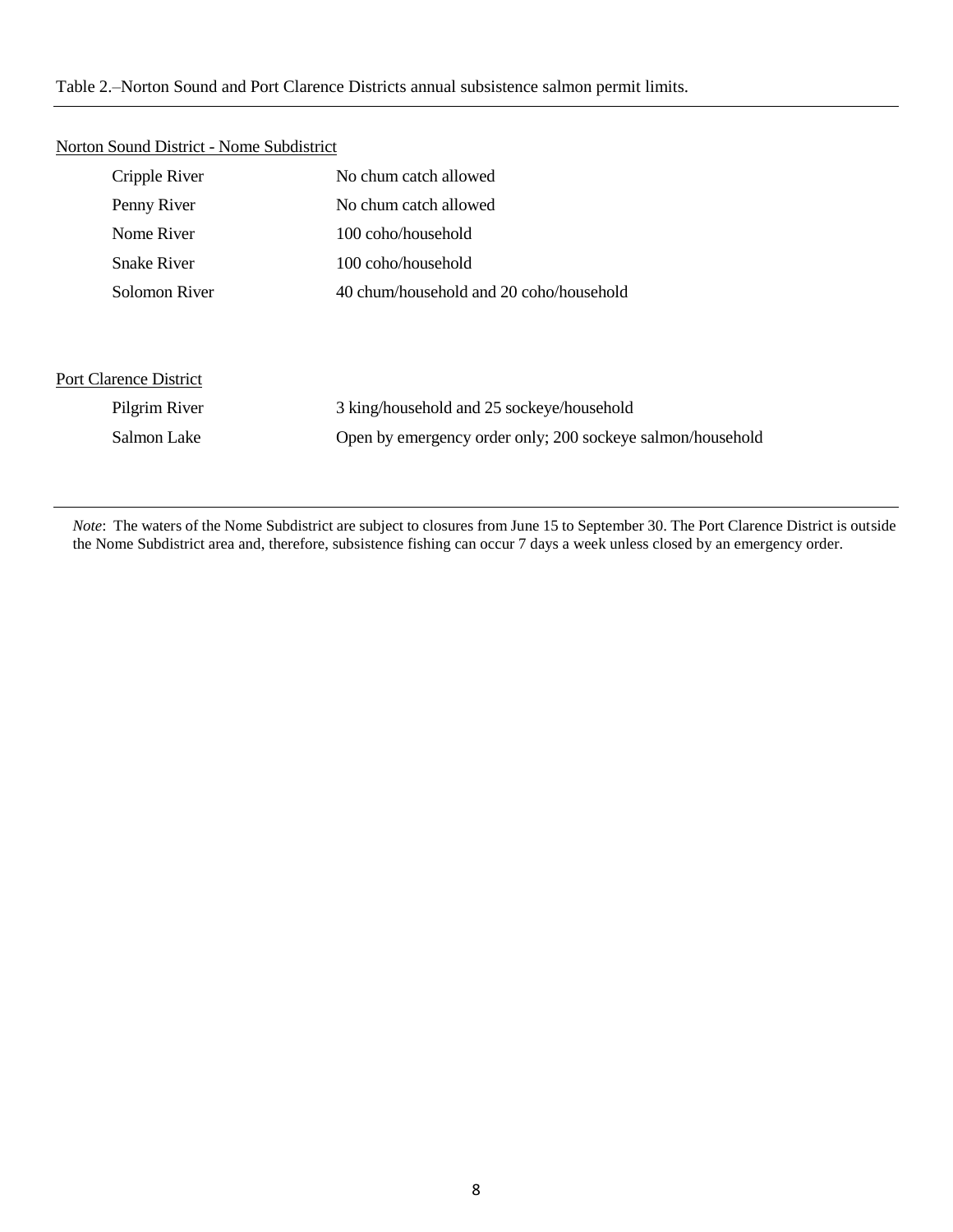Table 2.–Norton Sound and Port Clarence Districts annual subsistence salmon permit limits.

| | |
|---|---|
| Norton Sound District - Nome Subdistrict | |
| Cripple River | No chum catch allowed |
| Penny River | No chum catch allowed |
| Nome River | 100 coho/household |
| Snake River | 100 coho/household |
| Solomon River | 40 chum/household and 20 coho/household |
| Port Clarence District | |
| Pilgrim River | 3 king/household and 25 sockeye/household |
| Salmon Lake | Open by emergency order only; 200 sockeye salmon/household |

*Note*: The waters of the Nome Subdistrict are subject to closures from June 15 to September 30. The Port Clarence District is outside the Nome Subdistrict area and, therefore, subsistence fishing can occur 7 days a week unless closed by an emergency order.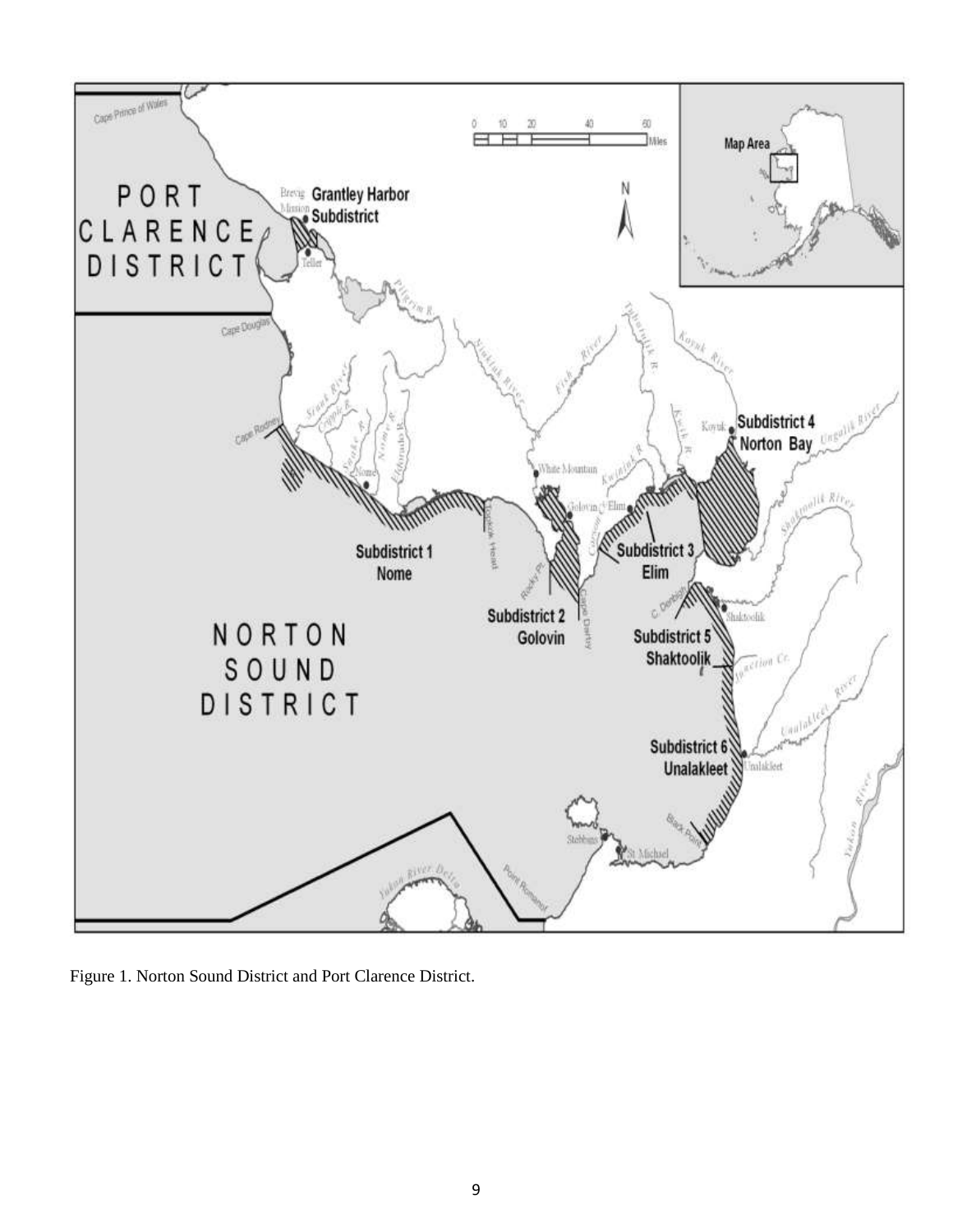Figure 1. Norton Sound District and Port Clarence District.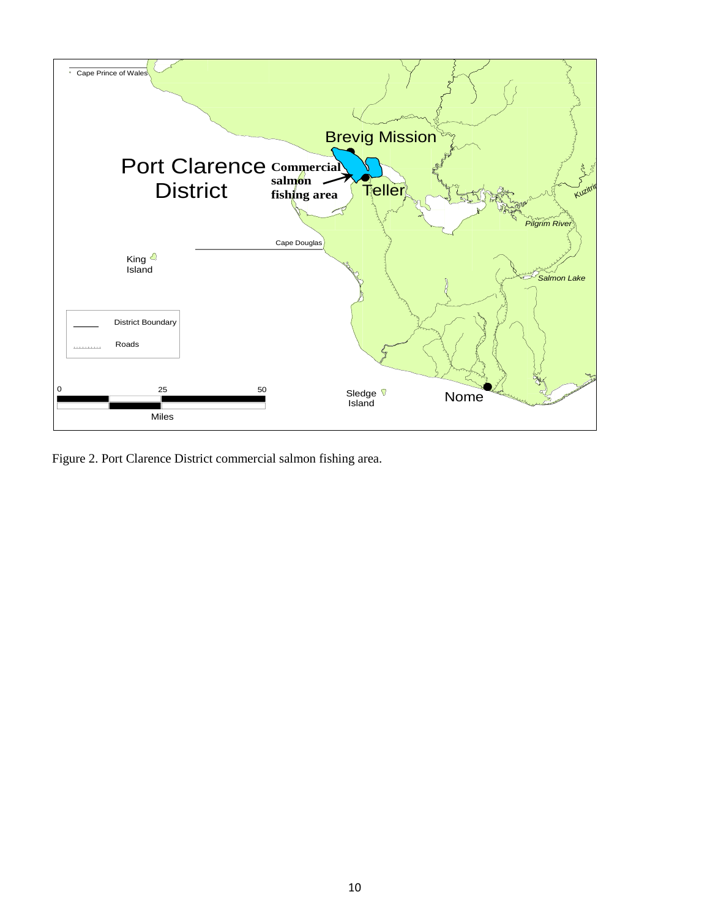Cape Prince of Wales

Brevig Mission

Port Clarence District

Commercial salmon fishing area

Teller

Kuzitrin

Pilgrim River

Cape Douglas

King Island

Salmon Lake

District Boundary

Roads

0

25

50

Miles

Sledge Island

Nome

Figure 2. Port Clarence District commercial salmon fishing area.